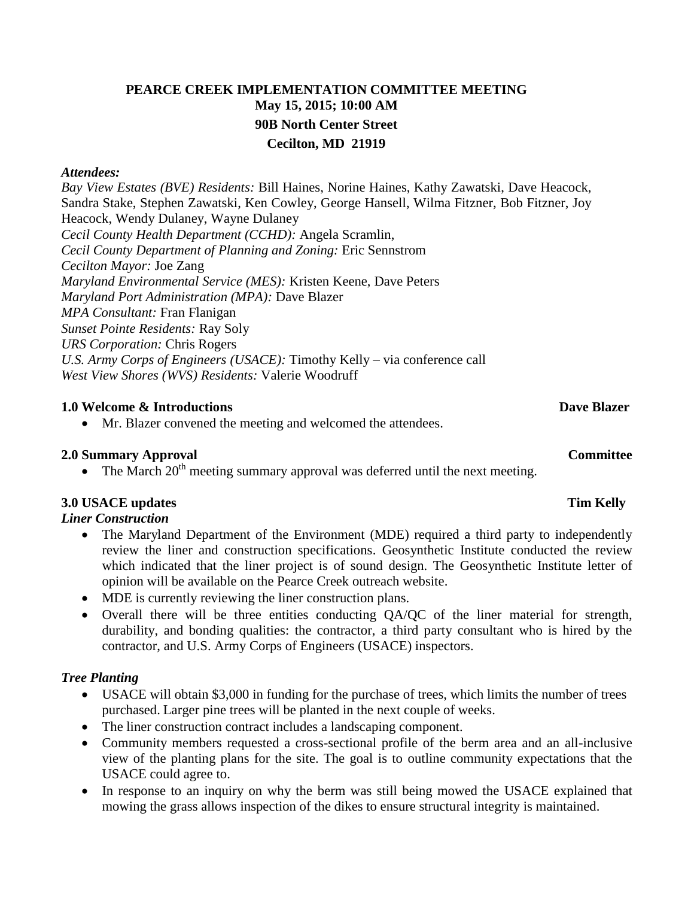# PEARCE CREEK IMPLEMENTATION COMMITTEE MEETING

**May 15, 2015; 10:00 AM**

**90B North Center Street**

**Cecilton, MD 21919**

***Attendees:***

*Bay View Estates (BVE) Residents:* Bill Haines, Norine Haines, Kathy Zawatski, Dave Heacock, Sandra Stake, Stephen Zawatski, Ken Cowley, George Hansell, Wilma Fitzner, Bob Fitzner, Joy Heacock, Wendy Dulaney, Wayne Dulaney
*Cecil County Health Department (CCHD):* Angela Scramlin,
*Cecil County Department of Planning and Zoning:* Eric Sennstrom
*Cecilton Mayor:* Joe Zang
*Maryland Environmental Service (MES):* Kristen Keene, Dave Peters
*Maryland Port Administration (MPA):* Dave Blazer
*MPA Consultant:* Fran Flanigan
*Sunset Pointe Residents:* Ray Soly
*URS Corporation:* Chris Rogers
*U.S. Army Corps of Engineers (USACE):* Timothy Kelly – via conference call
*West View Shores (WVS) Residents:* Valerie Woodruff

## 1.0 Welcome & Introductions — Dave Blazer

- Mr. Blazer convened the meeting and welcomed the attendees.

## 2.0 Summary Approval — Committee

- The March 20th meeting summary approval was deferred until the next meeting.

## 3.0 USACE updates — Tim Kelly

### *Liner Construction*

- The Maryland Department of the Environment (MDE) required a third party to independently review the liner and construction specifications. Geosynthetic Institute conducted the review which indicated that the liner project is of sound design. The Geosynthetic Institute letter of opinion will be available on the Pearce Creek outreach website.
- MDE is currently reviewing the liner construction plans.
- Overall there will be three entities conducting QA/QC of the liner material for strength, durability, and bonding qualities: the contractor, a third party consultant who is hired by the contractor, and U.S. Army Corps of Engineers (USACE) inspectors.

### *Tree Planting*

- USACE will obtain $3,000 in funding for the purchase of trees, which limits the number of trees purchased. Larger pine trees will be planted in the next couple of weeks.
- The liner construction contract includes a landscaping component.
- Community members requested a cross-sectional profile of the berm area and an all-inclusive view of the planting plans for the site. The goal is to outline community expectations that the USACE could agree to.
- In response to an inquiry on why the berm was still being mowed the USACE explained that mowing the grass allows inspection of the dikes to ensure structural integrity is maintained.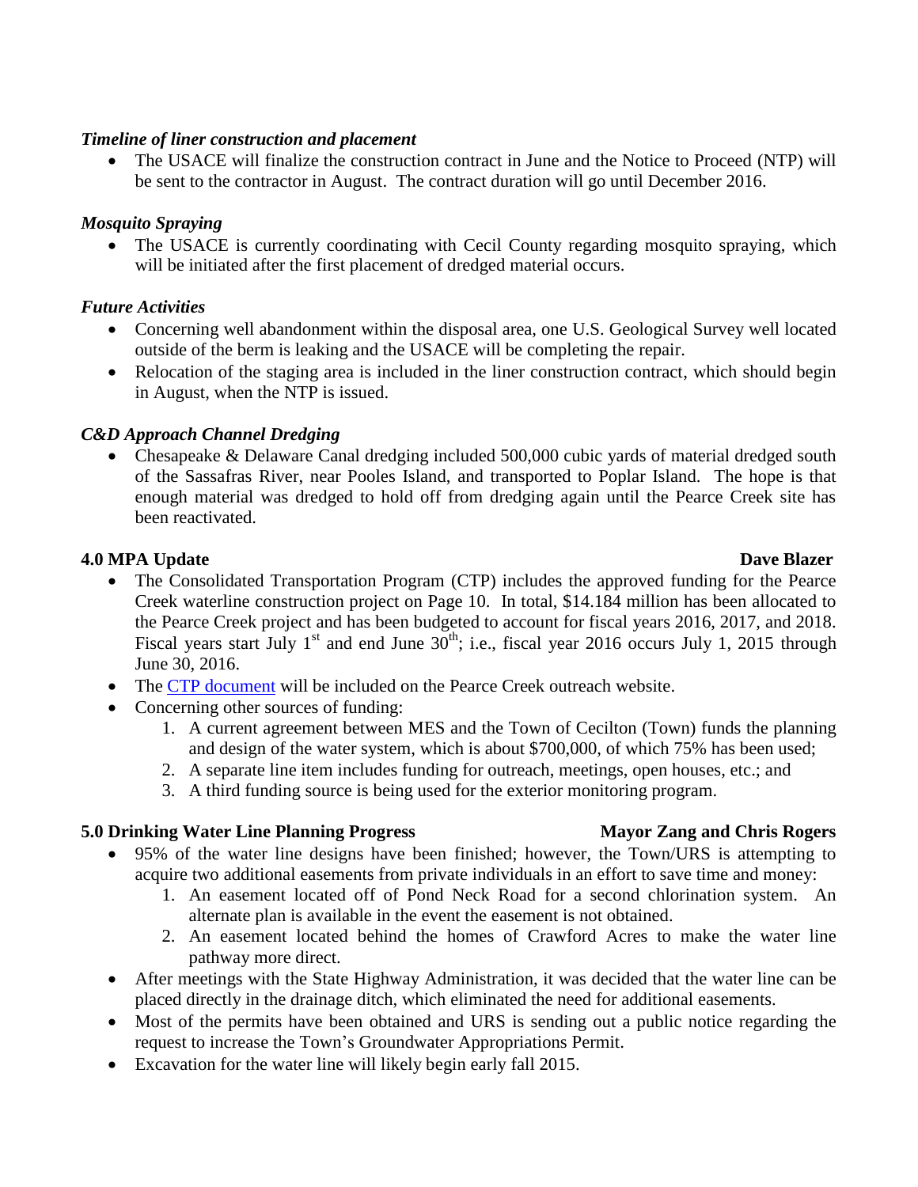***Timeline of liner construction and placement***

- The USACE will finalize the construction contract in June and the Notice to Proceed (NTP) will be sent to the contractor in August. The contract duration will go until December 2016.

***Mosquito Spraying***

- The USACE is currently coordinating with Cecil County regarding mosquito spraying, which will be initiated after the first placement of dredged material occurs.

***Future Activities***

- Concerning well abandonment within the disposal area, one U.S. Geological Survey well located outside of the berm is leaking and the USACE will be completing the repair.
- Relocation of the staging area is included in the liner construction contract, which should begin in August, when the NTP is issued.

***C&D Approach Channel Dredging***

- Chesapeake & Delaware Canal dredging included 500,000 cubic yards of material dredged south of the Sassafras River, near Pooles Island, and transported to Poplar Island. The hope is that enough material was dredged to hold off from dredging again until the Pearce Creek site has been reactivated.

**4.0 MPA Update** **Dave Blazer**

- The Consolidated Transportation Program (CTP) includes the approved funding for the Pearce Creek waterline construction project on Page 10. In total, $14.184 million has been allocated to the Pearce Creek project and has been budgeted to account for fiscal years 2016, 2017, and 2018. Fiscal years start July 1st and end June 30th; i.e., fiscal year 2016 occurs July 1, 2015 through June 30, 2016.
- The CTP document will be included on the Pearce Creek outreach website.
- Concerning other sources of funding:
    1. A current agreement between MES and the Town of Cecilton (Town) funds the planning and design of the water system, which is about $700,000, of which 75% has been used;
    2. A separate line item includes funding for outreach, meetings, open houses, etc.; and
    3. A third funding source is being used for the exterior monitoring program.

**5.0 Drinking Water Line Planning Progress** **Mayor Zang and Chris Rogers**

- 95% of the water line designs have been finished; however, the Town/URS is attempting to acquire two additional easements from private individuals in an effort to save time and money:
    1. An easement located off of Pond Neck Road for a second chlorination system. An alternate plan is available in the event the easement is not obtained.
    2. An easement located behind the homes of Crawford Acres to make the water line pathway more direct.
- After meetings with the State Highway Administration, it was decided that the water line can be placed directly in the drainage ditch, which eliminated the need for additional easements.
- Most of the permits have been obtained and URS is sending out a public notice regarding the request to increase the Town's Groundwater Appropriations Permit.
- Excavation for the water line will likely begin early fall 2015.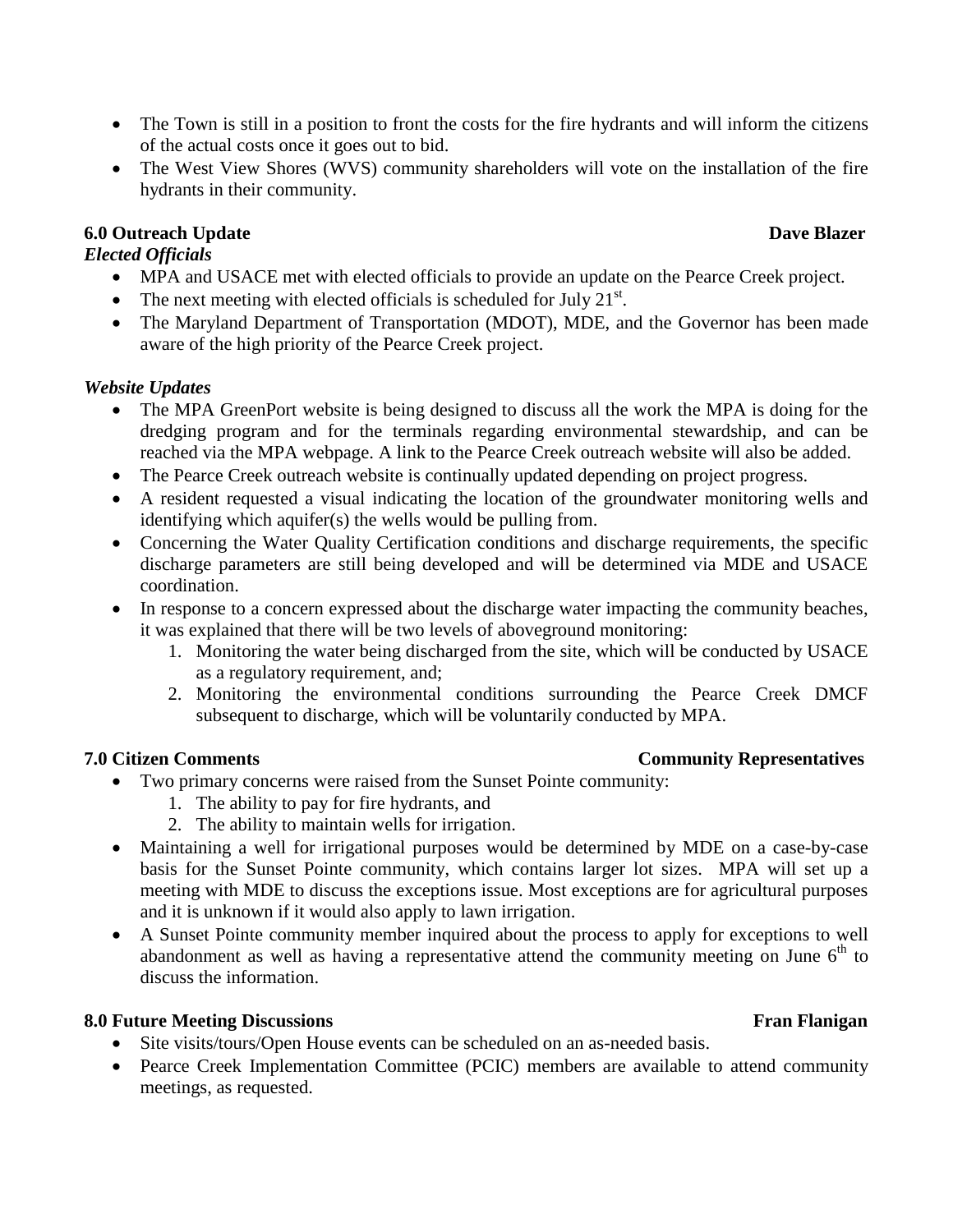- The Town is still in a position to front the costs for the fire hydrants and will inform the citizens of the actual costs once it goes out to bid.
- The West View Shores (WVS) community shareholders will vote on the installation of the fire hydrants in their community.

## 6.0 Outreach Update — Dave Blazer

### *Elected Officials*

- MPA and USACE met with elected officials to provide an update on the Pearce Creek project.
- The next meeting with elected officials is scheduled for July 21st.
- The Maryland Department of Transportation (MDOT), MDE, and the Governor has been made aware of the high priority of the Pearce Creek project.

### *Website Updates*

- The MPA GreenPort website is being designed to discuss all the work the MPA is doing for the dredging program and for the terminals regarding environmental stewardship, and can be reached via the MPA webpage. A link to the Pearce Creek outreach website will also be added.
- The Pearce Creek outreach website is continually updated depending on project progress.
- A resident requested a visual indicating the location of the groundwater monitoring wells and identifying which aquifer(s) the wells would be pulling from.
- Concerning the Water Quality Certification conditions and discharge requirements, the specific discharge parameters are still being developed and will be determined via MDE and USACE coordination.
- In response to a concern expressed about the discharge water impacting the community beaches, it was explained that there will be two levels of aboveground monitoring:
    1. Monitoring the water being discharged from the site, which will be conducted by USACE as a regulatory requirement, and;
    2. Monitoring the environmental conditions surrounding the Pearce Creek DMCF subsequent to discharge, which will be voluntarily conducted by MPA.

## 7.0 Citizen Comments — Community Representatives

- Two primary concerns were raised from the Sunset Pointe community:
    1. The ability to pay for fire hydrants, and
    2. The ability to maintain wells for irrigation.
- Maintaining a well for irrigational purposes would be determined by MDE on a case-by-case basis for the Sunset Pointe community, which contains larger lot sizes. MPA will set up a meeting with MDE to discuss the exceptions issue. Most exceptions are for agricultural purposes and it is unknown if it would also apply to lawn irrigation.
- A Sunset Pointe community member inquired about the process to apply for exceptions to well abandonment as well as having a representative attend the community meeting on June 6th to discuss the information.

## 8.0 Future Meeting Discussions — Fran Flanigan

- Site visits/tours/Open House events can be scheduled on an as-needed basis.
- Pearce Creek Implementation Committee (PCIC) members are available to attend community meetings, as requested.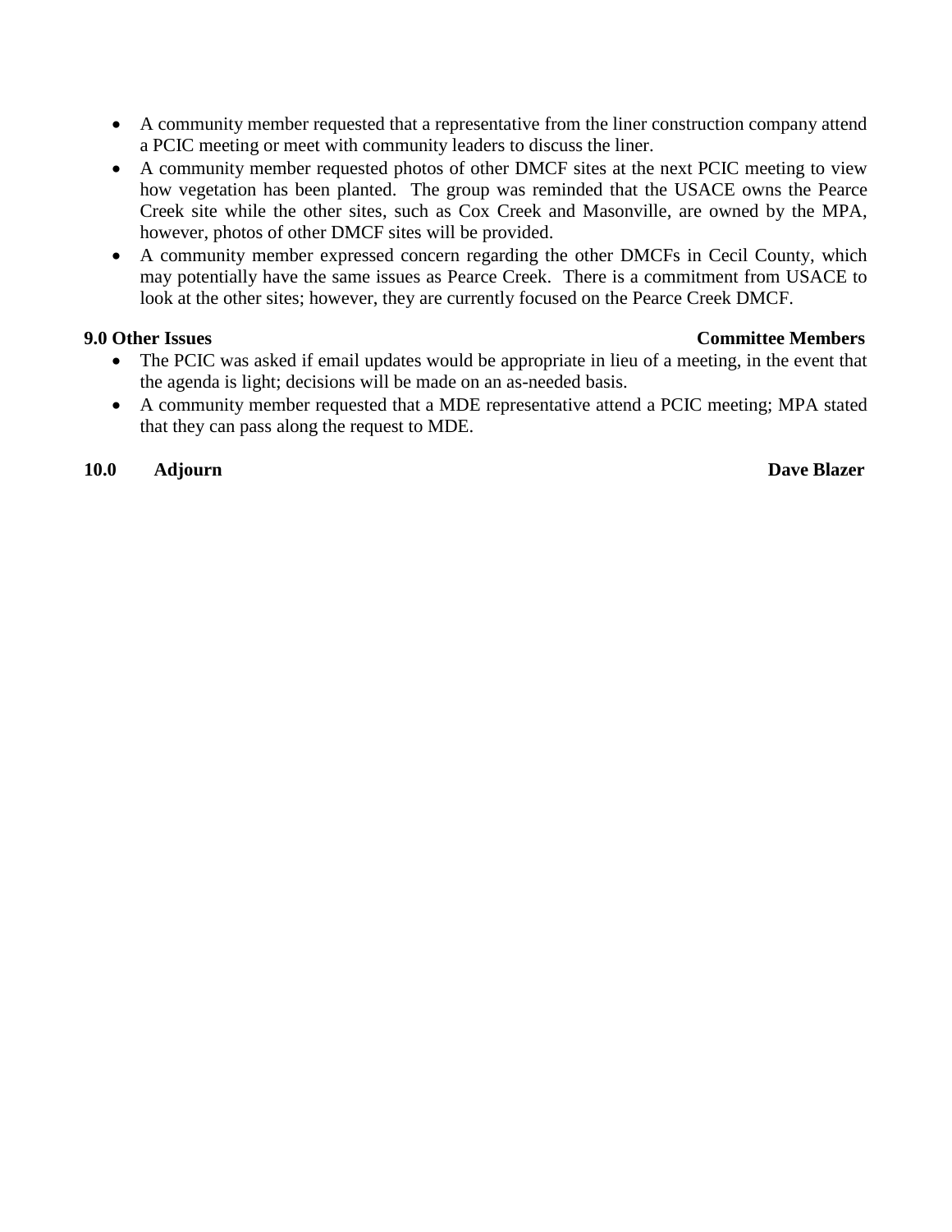- A community member requested that a representative from the liner construction company attend a PCIC meeting or meet with community leaders to discuss the liner.
- A community member requested photos of other DMCF sites at the next PCIC meeting to view how vegetation has been planted. The group was reminded that the USACE owns the Pearce Creek site while the other sites, such as Cox Creek and Masonville, are owned by the MPA, however, photos of other DMCF sites will be provided.
- A community member expressed concern regarding the other DMCFs in Cecil County, which may potentially have the same issues as Pearce Creek. There is a commitment from USACE to look at the other sites; however, they are currently focused on the Pearce Creek DMCF.

**9.0 Other Issues** **Committee Members**

- The PCIC was asked if email updates would be appropriate in lieu of a meeting, in the event that the agenda is light; decisions will be made on an as-needed basis.
- A community member requested that a MDE representative attend a PCIC meeting; MPA stated that they can pass along the request to MDE.

**10.0 Adjourn** **Dave Blazer**